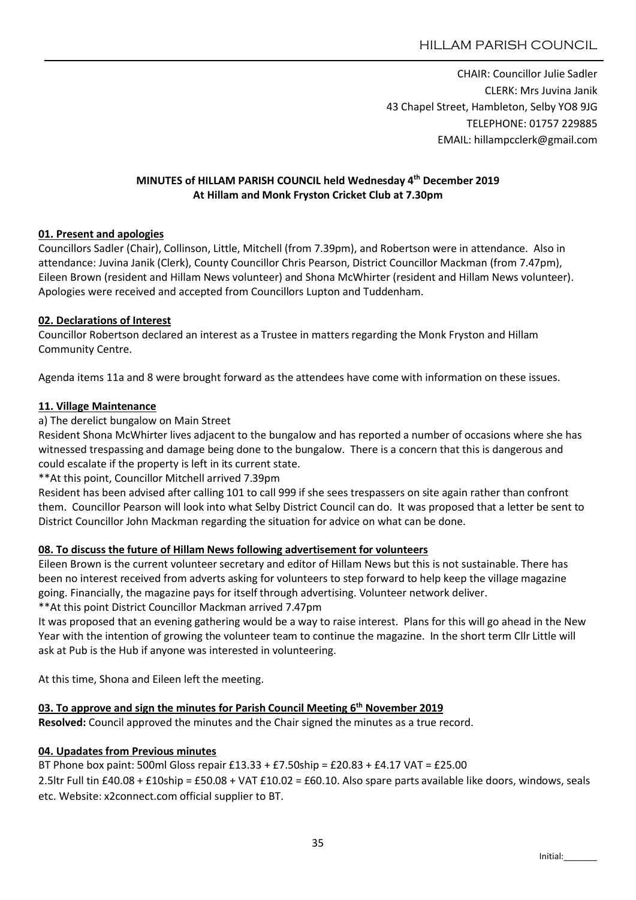CHAIR: Councillor Julie Sadler
CLERK: Mrs Juvina Janik
43 Chapel Street, Hambleton, Selby YO8 9JG
TELEPHONE: 01757 229885
EMAIL: hillampcclerk@gmail.com

**MINUTES of HILLAM PARISH COUNCIL held Wednesday 4th December 2019**
**At Hillam and Monk Fryston Cricket Club at 7.30pm**

**01. Present and apologies**

Councillors Sadler (Chair), Collinson, Little, Mitchell (from 7.39pm), and Robertson were in attendance. Also in attendance: Juvina Janik (Clerk), County Councillor Chris Pearson, District Councillor Mackman (from 7.47pm), Eileen Brown (resident and Hillam News volunteer) and Shona McWhirter (resident and Hillam News volunteer). Apologies were received and accepted from Councillors Lupton and Tuddenham.

**02. Declarations of Interest**

Councillor Robertson declared an interest as a Trustee in matters regarding the Monk Fryston and Hillam Community Centre.

Agenda items 11a and 8 were brought forward as the attendees have come with information on these issues.

**11. Village Maintenance**

a) The derelict bungalow on Main Street

Resident Shona McWhirter lives adjacent to the bungalow and has reported a number of occasions where she has witnessed trespassing and damage being done to the bungalow. There is a concern that this is dangerous and could escalate if the property is left in its current state.

**At this point, Councillor Mitchell arrived 7.39pm

Resident has been advised after calling 101 to call 999 if she sees trespassers on site again rather than confront them. Councillor Pearson will look into what Selby District Council can do. It was proposed that a letter be sent to District Councillor John Mackman regarding the situation for advice on what can be done.

**08. To discuss the future of Hillam News following advertisement for volunteers**

Eileen Brown is the current volunteer secretary and editor of Hillam News but this is not sustainable. There has been no interest received from adverts asking for volunteers to step forward to help keep the village magazine going. Financially, the magazine pays for itself through advertising. Volunteer network deliver.

**At this point District Councillor Mackman arrived 7.47pm

It was proposed that an evening gathering would be a way to raise interest. Plans for this will go ahead in the New Year with the intention of growing the volunteer team to continue the magazine. In the short term Cllr Little will ask at Pub is the Hub if anyone was interested in volunteering.

At this time, Shona and Eileen left the meeting.

**03. To approve and sign the minutes for Parish Council Meeting 6th November 2019**

**Resolved:** Council approved the minutes and the Chair signed the minutes as a true record.

**04. Upadates from Previous minutes**

BT Phone box paint: 500ml Gloss repair £13.33 + £7.50ship = £20.83 + £4.17 VAT = £25.00

2.5ltr Full tin £40.08 + £10ship = £50.08 + VAT £10.02 = £60.10. Also spare parts available like doors, windows, seals etc. Website: x2connect.com official supplier to BT.

Initial:_______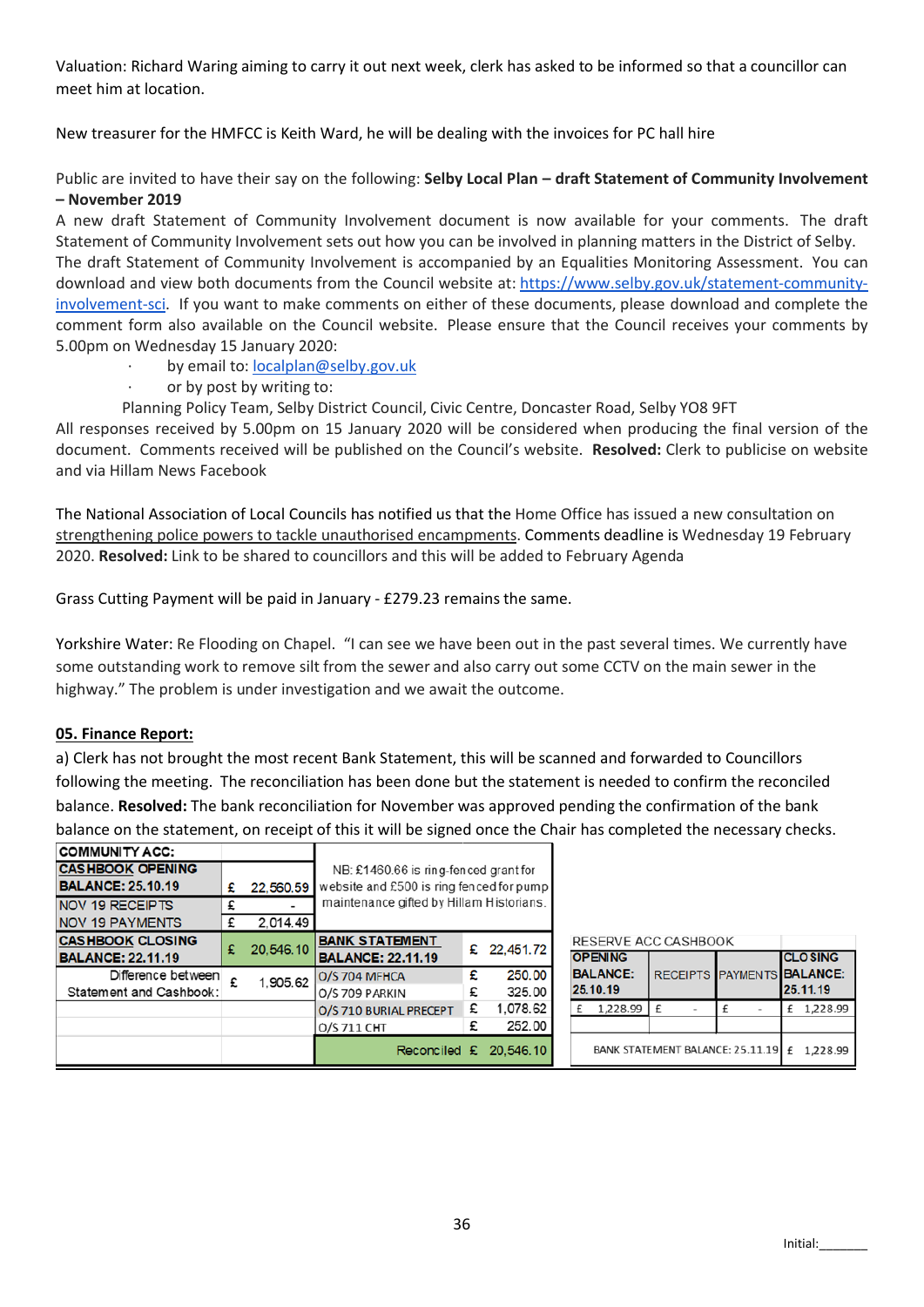Valuation: Richard Waring aiming to carry it out next week, clerk has asked to be informed so that a councillor can meet him at location.

New treasurer for the HMFCC is Keith Ward, he will be dealing with the invoices for PC hall hire

Public are invited to have their say on the following: **Selby Local Plan – draft Statement of Community Involvement – November 2019**
A new draft Statement of Community Involvement document is now available for your comments. The draft Statement of Community Involvement sets out how you can be involved in planning matters in the District of Selby. The draft Statement of Community Involvement is accompanied by an Equalities Monitoring Assessment. You can download and view both documents from the Council website at: https://www.selby.gov.uk/statement-community-involvement-sci. If you want to make comments on either of these documents, please download and complete the comment form also available on the Council website. Please ensure that the Council receives your comments by 5.00pm on Wednesday 15 January 2020:

- by email to: localplan@selby.gov.uk
- or by post by writing to:

Planning Policy Team, Selby District Council, Civic Centre, Doncaster Road, Selby YO8 9FT
All responses received by 5.00pm on 15 January 2020 will be considered when producing the final version of the document. Comments received will be published on the Council's website. **Resolved:** Clerk to publicise on website and via Hillam News Facebook

The National Association of Local Councils has notified us that the Home Office has issued a new consultation on strengthening police powers to tackle unauthorised encampments. Comments deadline is Wednesday 19 February 2020. **Resolved:** Link to be shared to councillors and this will be added to February Agenda

Grass Cutting Payment will be paid in January - £279.23 remains the same.

Yorkshire Water: Re Flooding on Chapel. "I can see we have been out in the past several times. We currently have some outstanding work to remove silt from the sewer and also carry out some CCTV on the main sewer in the highway." The problem is under investigation and we await the outcome.

**05. Finance Report:**

a) Clerk has not brought the most recent Bank Statement, this will be scanned and forwarded to Councillors following the meeting. The reconciliation has been done but the statement is needed to confirm the reconciled balance. **Resolved:** The bank reconciliation for November was approved pending the confirmation of the bank balance on the statement, on receipt of this it will be signed once the Chair has completed the necessary checks.

| COMMUNITY ACC: | | | | |
|---|---|---|---|---|
| CASHBOOK OPENING BALANCE: 25.10.19 | £ 22,560.59 | NB: £1460.66 is ring-fenced grant for website and £500 is ring fenced for pump maintenance gifted by Hillam Historians. | | |
| NOV 19 RECEIPTS | £ - | | | |
| NOV 19 PAYMENTS | £ 2,014.49 | | | |
| CASHBOOK CLOSING BALANCE: 22.11.19 | £ 20,546.10 | BANK STATEMENT BALANCE: 22.11.19 | £ | 22,451.72 |
| Difference between Statement and Cashbook: | £ 1,905.62 | O/S 704 MFHCA | £ | 250.00 |
| | | O/S 709 PARKIN | £ | 325.00 |
| | | O/S 710 BURIAL PRECEPT | £ | 1,078.62 |
| | | O/S 711 CHT | £ | 252.00 |
| | | Reconciled | £ | 20,546.10 |

| RESERVE ACC CASHBOOK | | | |
|---|---|---|---|
| OPENING BALANCE: 25.10.19 | RECEIPTS | PAYMENTS | CLOSING BALANCE: 25.11.19 |
| £ 1,228.99 | £ - | £ - | £ 1,228.99 |
| | | | |
| BANK STATEMENT BALANCE: 25.11.19 | | | £ 1,228.99 |

Initial:_______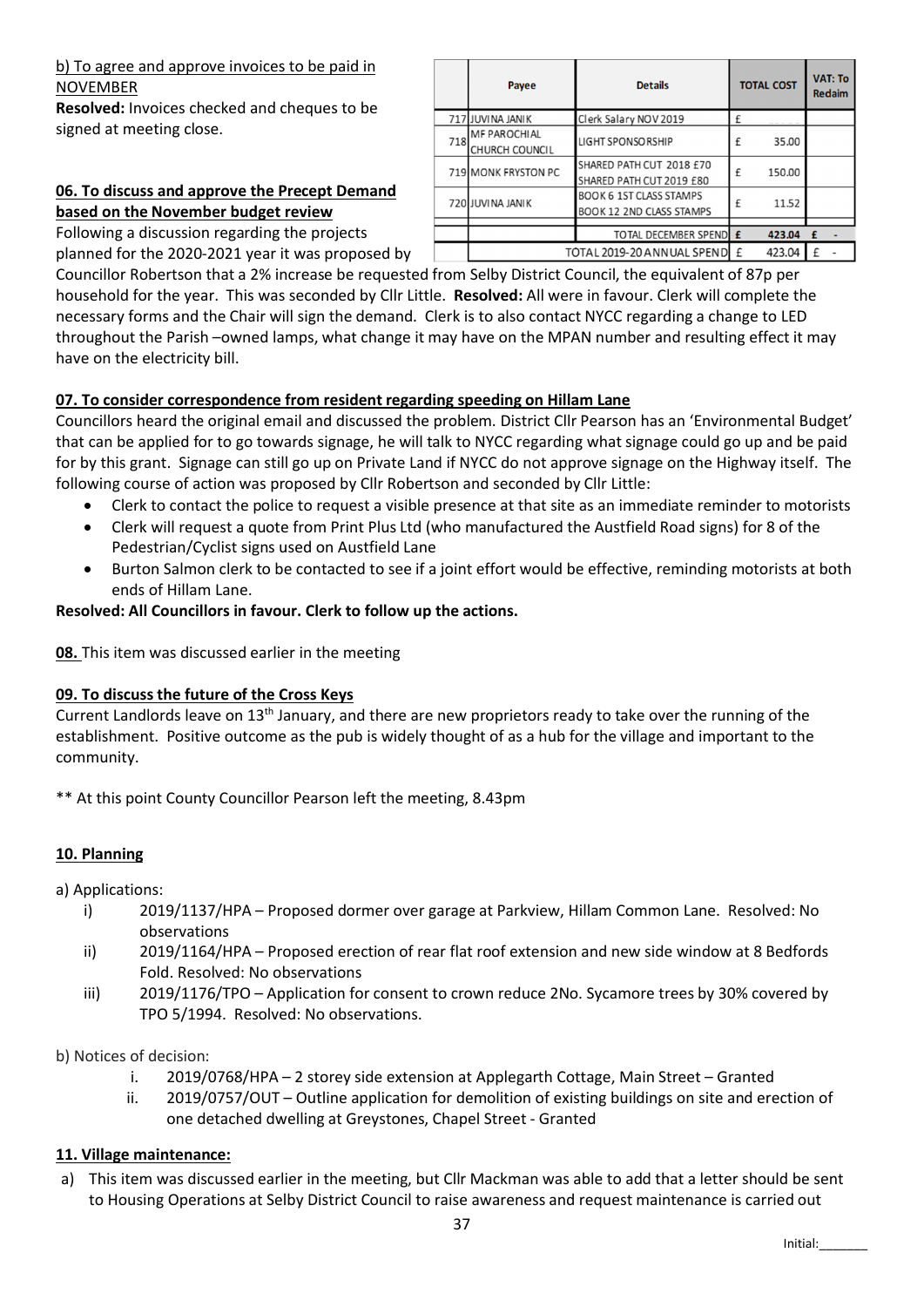b) To agree and approve invoices to be paid in NOVEMBER

**Resolved:** Invoices checked and cheques to be signed at meeting close.

| | Payee | Details | TOTAL COST | VAT: To Redaim |
|---|---|---|---|---|
| 717 | JUVINA JANIK | Clerk Salary NOV 2019 | £ | |
| 718 | MF PAROCHIAL CHURCH COUNCIL | LIGHT SPONSORSHIP | £ 35.00 | |
| 719 | MONK FRYSTON PC | SHARED PATH CUT 2018 £70 SHARED PATH CUT 2019 £80 | £ 150.00 | |
| 720 | JUVINA JANIK | BOOK 6 1ST CLASS STAMPS BOOK 12 2ND CLASS STAMPS | £ 11.52 | |
| | | TOTAL DECEMBER SPEND | £ 423.04 | £ - |
| | | TOTAL 2019-20 ANNUAL SPEND | £ 423.04 | £ - |

**06. To discuss and approve the Precept Demand based on the November budget review**

Following a discussion regarding the projects planned for the 2020-2021 year it was proposed by Councillor Robertson that a 2% increase be requested from Selby District Council, the equivalent of 87p per household for the year. This was seconded by Cllr Little. **Resolved:** All were in favour. Clerk will complete the necessary forms and the Chair will sign the demand. Clerk is to also contact NYCC regarding a change to LED throughout the Parish –owned lamps, what change it may have on the MPAN number and resulting effect it may have on the electricity bill.

**07. To consider correspondence from resident regarding speeding on Hillam Lane**

Councillors heard the original email and discussed the problem. District Cllr Pearson has an 'Environmental Budget' that can be applied for to go towards signage, he will talk to NYCC regarding what signage could go up and be paid for by this grant. Signage can still go up on Private Land if NYCC do not approve signage on the Highway itself. The following course of action was proposed by Cllr Robertson and seconded by Cllr Little:

- Clerk to contact the police to request a visible presence at that site as an immediate reminder to motorists
- Clerk will request a quote from Print Plus Ltd (who manufactured the Austfield Road signs) for 8 of the Pedestrian/Cyclist signs used on Austfield Lane
- Burton Salmon clerk to be contacted to see if a joint effort would be effective, reminding motorists at both ends of Hillam Lane.

**Resolved: All Councillors in favour. Clerk to follow up the actions.**

**08.** This item was discussed earlier in the meeting

**09. To discuss the future of the Cross Keys**

Current Landlords leave on 13th January, and there are new proprietors ready to take over the running of the establishment. Positive outcome as the pub is widely thought of as a hub for the village and important to the community.

** At this point County Councillor Pearson left the meeting, 8.43pm

**10. Planning**

a) Applications:

i) 2019/1137/HPA – Proposed dormer over garage at Parkview, Hillam Common Lane. Resolved: No observations

ii) 2019/1164/HPA – Proposed erection of rear flat roof extension and new side window at 8 Bedfords Fold. Resolved: No observations

iii) 2019/1176/TPO – Application for consent to crown reduce 2No. Sycamore trees by 30% covered by TPO 5/1994. Resolved: No observations.

b) Notices of decision:

i. 2019/0768/HPA – 2 storey side extension at Applegarth Cottage, Main Street – Granted

ii. 2019/0757/OUT – Outline application for demolition of existing buildings on site and erection of one detached dwelling at Greystones, Chapel Street - Granted

**11. Village maintenance:**

a) This item was discussed earlier in the meeting, but Cllr Mackman was able to add that a letter should be sent to Housing Operations at Selby District Council to raise awareness and request maintenance is carried out

Initial:_______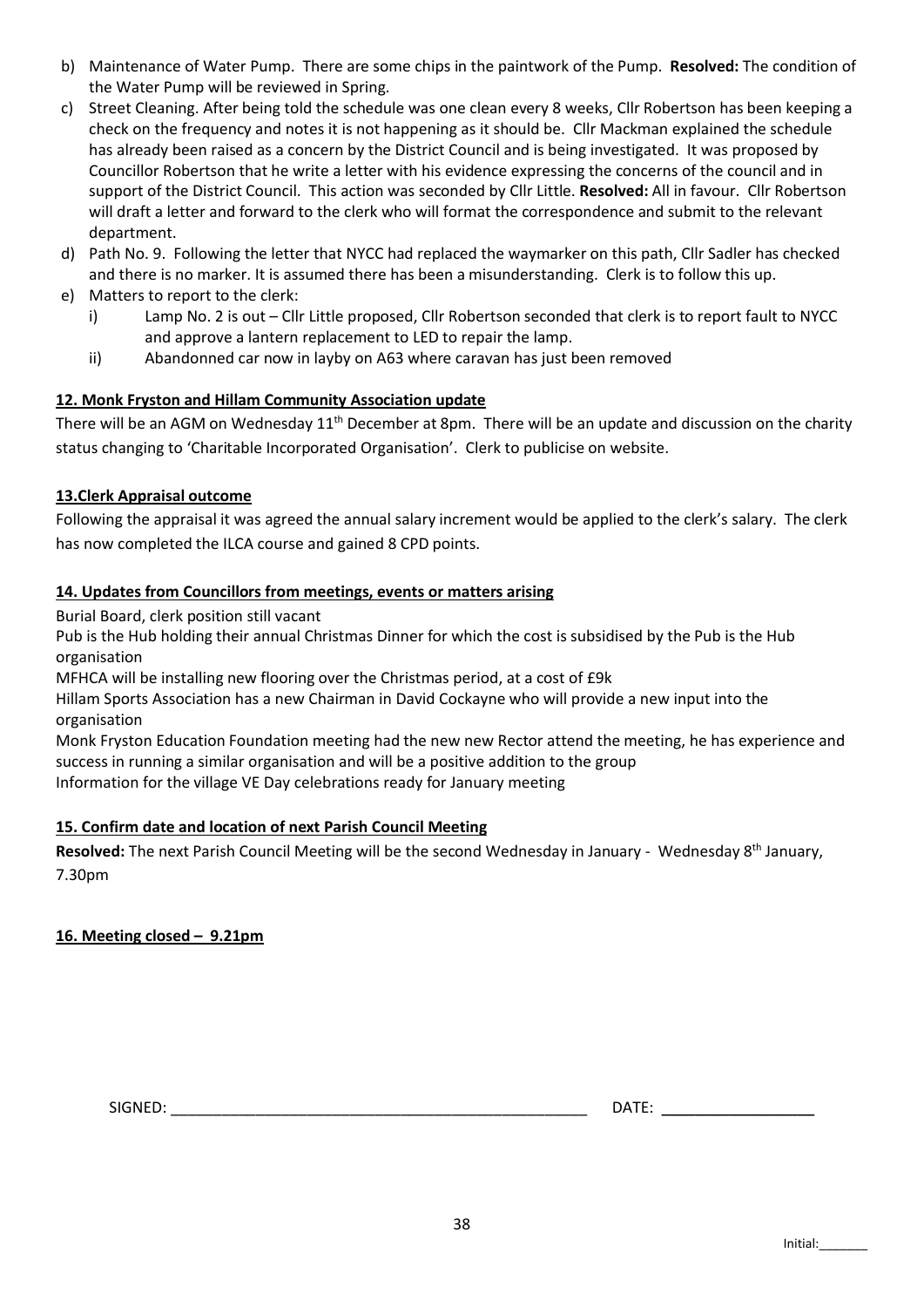b) Maintenance of Water Pump. There are some chips in the paintwork of the Pump. **Resolved:** The condition of the Water Pump will be reviewed in Spring.

c) Street Cleaning. After being told the schedule was one clean every 8 weeks, Cllr Robertson has been keeping a check on the frequency and notes it is not happening as it should be. Cllr Mackman explained the schedule has already been raised as a concern by the District Council and is being investigated. It was proposed by Councillor Robertson that he write a letter with his evidence expressing the concerns of the council and in support of the District Council. This action was seconded by Cllr Little. **Resolved:** All in favour. Cllr Robertson will draft a letter and forward to the clerk who will format the correspondence and submit to the relevant department.

d) Path No. 9. Following the letter that NYCC had replaced the waymarker on this path, Cllr Sadler has checked and there is no marker. It is assumed there has been a misunderstanding. Clerk is to follow this up.

e) Matters to report to the clerk:
   i) Lamp No. 2 is out – Cllr Little proposed, Cllr Robertson seconded that clerk is to report fault to NYCC and approve a lantern replacement to LED to repair the lamp.
   ii) Abandonned car now in layby on A63 where caravan has just been removed

**12. Monk Fryston and Hillam Community Association update**

There will be an AGM on Wednesday 11th December at 8pm. There will be an update and discussion on the charity status changing to 'Charitable Incorporated Organisation'. Clerk to publicise on website.

**13.Clerk Appraisal outcome**

Following the appraisal it was agreed the annual salary increment would be applied to the clerk's salary. The clerk has now completed the ILCA course and gained 8 CPD points.

**14. Updates from Councillors from meetings, events or matters arising**

Burial Board, clerk position still vacant

Pub is the Hub holding their annual Christmas Dinner for which the cost is subsidised by the Pub is the Hub organisation

MFHCA will be installing new flooring over the Christmas period, at a cost of £9k

Hillam Sports Association has a new Chairman in David Cockayne who will provide a new input into the organisation

Monk Fryston Education Foundation meeting had the new new Rector attend the meeting, he has experience and success in running a similar organisation and will be a positive addition to the group

Information for the village VE Day celebrations ready for January meeting

**15. Confirm date and location of next Parish Council Meeting**

**Resolved:** The next Parish Council Meeting will be the second Wednesday in January - Wednesday 8th January, 7.30pm

**16. Meeting closed – 9.21pm**

SIGNED: ____________________ DATE: ____________

Initial:______